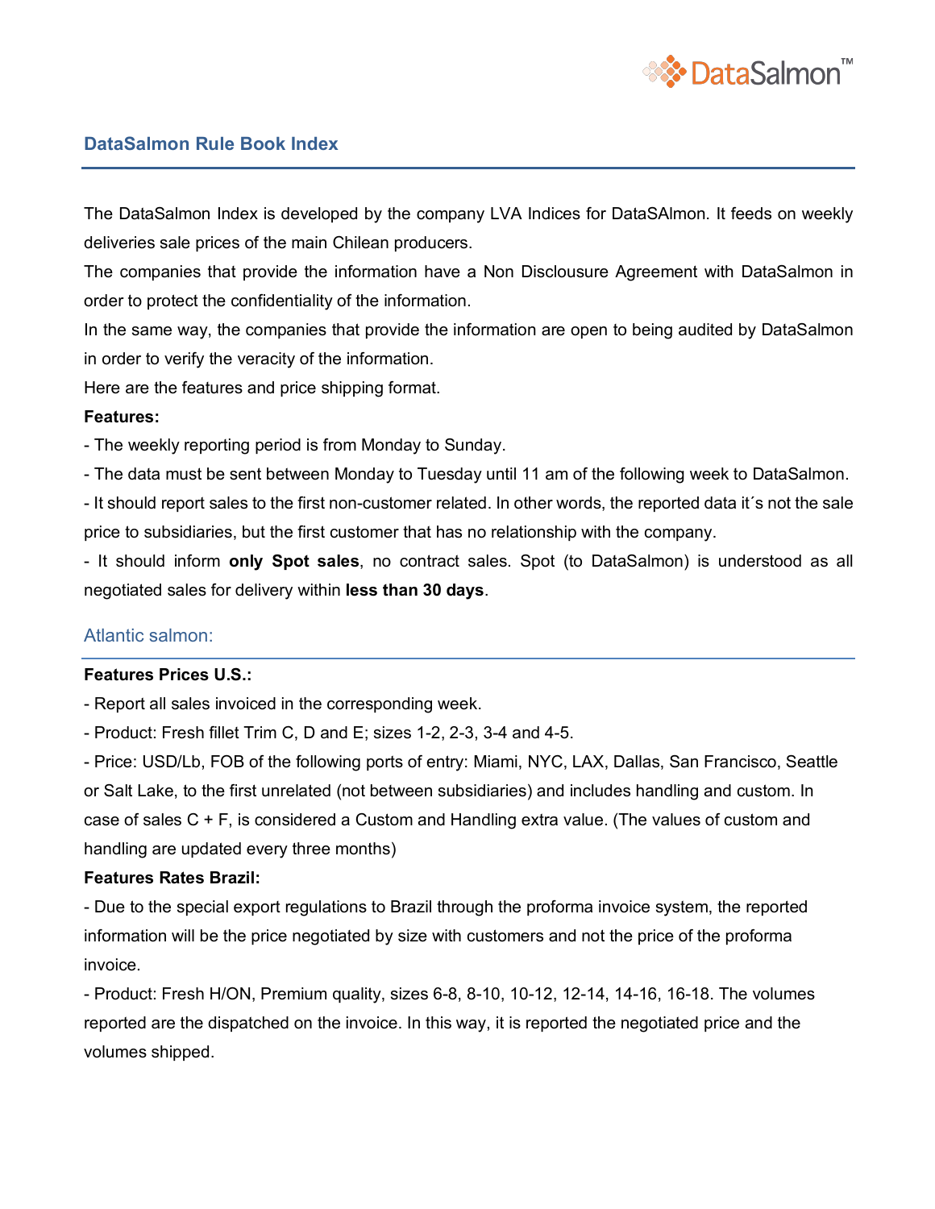## DataSalmon Rule Book Index

The DataSalmon Index is developed by the company LVA Indices for DataSAlmon. It feeds on weekly deliveries sale prices of the main Chilean producers.

The companies that provide the information have a Non Disclousure Agreement with DataSalmon in order to protect the confidentiality of the information.

In the same way, the companies that provide the information are open to being audited by DataSalmon in order to verify the veracity of the information.

Here are the features and price shipping format.

**Features:**

- The weekly reporting period is from Monday to Sunday.
- The data must be sent between Monday to Tuesday until 11 am of the following week to DataSalmon.
- It should report sales to the first non-customer related. In other words, the reported data it´s not the sale price to subsidiaries, but the first customer that has no relationship with the company.
- It should inform **only Spot sales**, no contract sales. Spot (to DataSalmon) is understood as all negotiated sales for delivery within **less than 30 days**.

### Atlantic salmon:

**Features Prices U.S.:**

- Report all sales invoiced in the corresponding week.
- Product: Fresh fillet Trim C, D and E; sizes 1-2, 2-3, 3-4 and 4-5.
- Price: USD/Lb, FOB of the following ports of entry: Miami, NYC, LAX, Dallas, San Francisco, Seattle or Salt Lake, to the first unrelated (not between subsidiaries) and includes handling and custom. In case of sales C + F, is considered a Custom and Handling extra value. (The values of custom and handling are updated every three months)

**Features Rates Brazil:**

- Due to the special export regulations to Brazil through the proforma invoice system, the reported information will be the price negotiated by size with customers and not the price of the proforma invoice.
- Product: Fresh H/ON, Premium quality, sizes 6-8, 8-10, 10-12, 12-14, 14-16, 16-18. The volumes reported are the dispatched on the invoice. In this way, it is reported the negotiated price and the volumes shipped.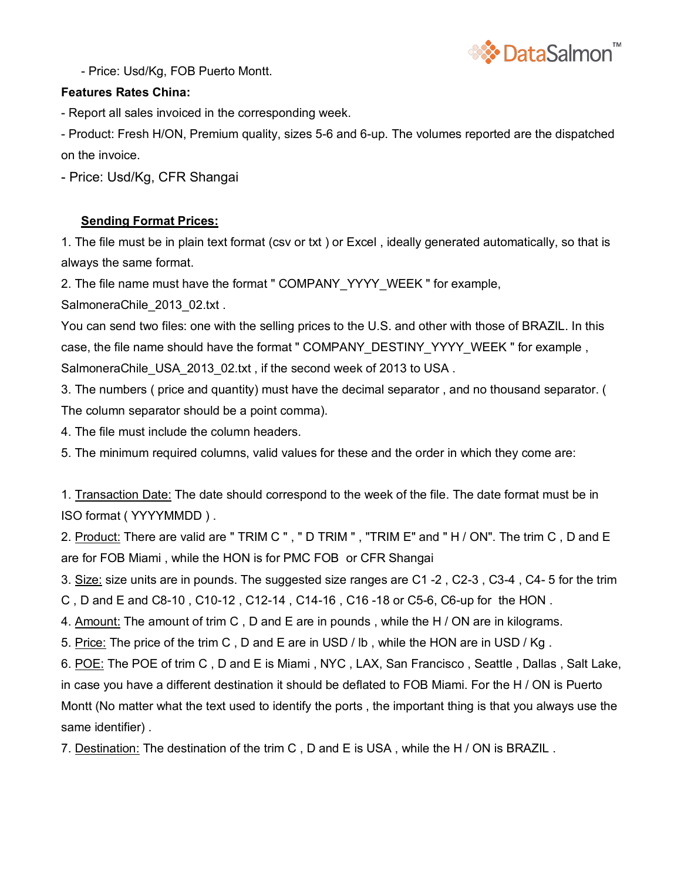- Price: Usd/Kg, FOB Puerto Montt.

**Features Rates China:**

- Report all sales invoiced in the corresponding week.
- Product: Fresh H/ON, Premium quality, sizes 5-6 and 6-up. The volumes reported are the dispatched on the invoice.
- Price: Usd/Kg, CFR Shangai

**<u>Sending Format Prices:</u>**

1. The file must be in plain text format (csv or txt ) or Excel , ideally generated automatically, so that is always the same format.
2. The file name must have the format " COMPANY_YYYY_WEEK " for example, SalmoneraChile_2013_02.txt .
   You can send two files: one with the selling prices to the U.S. and other with those of BRAZIL. In this case, the file name should have the format " COMPANY_DESTINY_YYYY_WEEK " for example , SalmoneraChile_USA_2013_02.txt , if the second week of 2013 to USA .
3. The numbers ( price and quantity) must have the decimal separator , and no thousand separator. ( The column separator should be a point comma).
4. The file must include the column headers.
5. The minimum required columns, valid values for these and the order in which they come are:

1. <u>Transaction Date:</u> The date should correspond to the week of the file. The date format must be in ISO format ( YYYYMMDD ) .
2. <u>Product:</u> There are valid are " TRIM C " , " D TRIM " , "TRIM E" and " H / ON". The trim C , D and E are for FOB Miami , while the HON is for PMC FOB or CFR Shangai
3. <u>Size:</u> size units are in pounds. The suggested size ranges are C1 -2 , C2-3 , C3-4 , C4- 5 for the trim C , D and E and C8-10 , C10-12 , C12-14 , C14-16 , C16 -18 or C5-6, C6-up for the HON .
4. <u>Amount:</u> The amount of trim C , D and E are in pounds , while the H / ON are in kilograms.
5. <u>Price:</u> The price of the trim C , D and E are in USD / lb , while the HON are in USD / Kg .
6. <u>POE:</u> The POE of trim C , D and E is Miami , NYC , LAX, San Francisco , Seattle , Dallas , Salt Lake, in case you have a different destination it should be deflated to FOB Miami. For the H / ON is Puerto Montt (No matter what the text used to identify the ports , the important thing is that you always use the same identifier) .
7. <u>Destination:</u> The destination of the trim C , D and E is USA , while the H / ON is BRAZIL .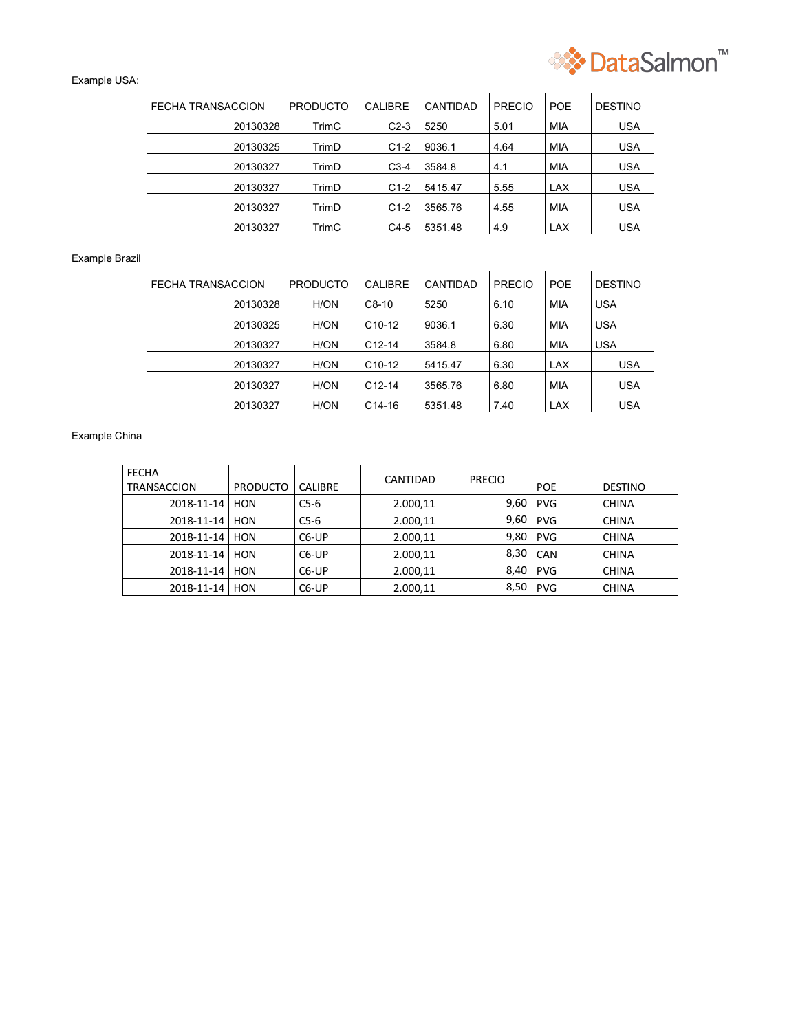Example USA:

| FECHA TRANSACCION | PRODUCTO | CALIBRE | CANTIDAD | PRECIO | POE | DESTINO |
|---|---|---|---|---|---|---|
| 20130328 | TrimC | C2-3 | 5250 | 5.01 | MIA | USA |
| 20130325 | TrimD | C1-2 | 9036.1 | 4.64 | MIA | USA |
| 20130327 | TrimD | C3-4 | 3584.8 | 4.1 | MIA | USA |
| 20130327 | TrimD | C1-2 | 5415.47 | 5.55 | LAX | USA |
| 20130327 | TrimD | C1-2 | 3565.76 | 4.55 | MIA | USA |
| 20130327 | TrimC | C4-5 | 5351.48 | 4.9 | LAX | USA |

Example Brazil

| FECHA TRANSACCION | PRODUCTO | CALIBRE | CANTIDAD | PRECIO | POE | DESTINO |
|---|---|---|---|---|---|---|
| 20130328 | H/ON | C8-10 | 5250 | 6.10 | MIA | USA |
| 20130325 | H/ON | C10-12 | 9036.1 | 6.30 | MIA | USA |
| 20130327 | H/ON | C12-14 | 3584.8 | 6.80 | MIA | USA |
| 20130327 | H/ON | C10-12 | 5415.47 | 6.30 | LAX | USA |
| 20130327 | H/ON | C12-14 | 3565.76 | 6.80 | MIA | USA |
| 20130327 | H/ON | C14-16 | 5351.48 | 7.40 | LAX | USA |

Example China

| FECHA TRANSACCION | PRODUCTO | CALIBRE | CANTIDAD | PRECIO | POE | DESTINO |
|---|---|---|---|---|---|---|
| 2018-11-14 | HON | C5-6 | 2.000,11 | 9,60 | PVG | CHINA |
| 2018-11-14 | HON | C5-6 | 2.000,11 | 9,60 | PVG | CHINA |
| 2018-11-14 | HON | C6-UP | 2.000,11 | 9,80 | PVG | CHINA |
| 2018-11-14 | HON | C6-UP | 2.000,11 | 8,30 | CAN | CHINA |
| 2018-11-14 | HON | C6-UP | 2.000,11 | 8,40 | PVG | CHINA |
| 2018-11-14 | HON | C6-UP | 2.000,11 | 8,50 | PVG | CHINA |